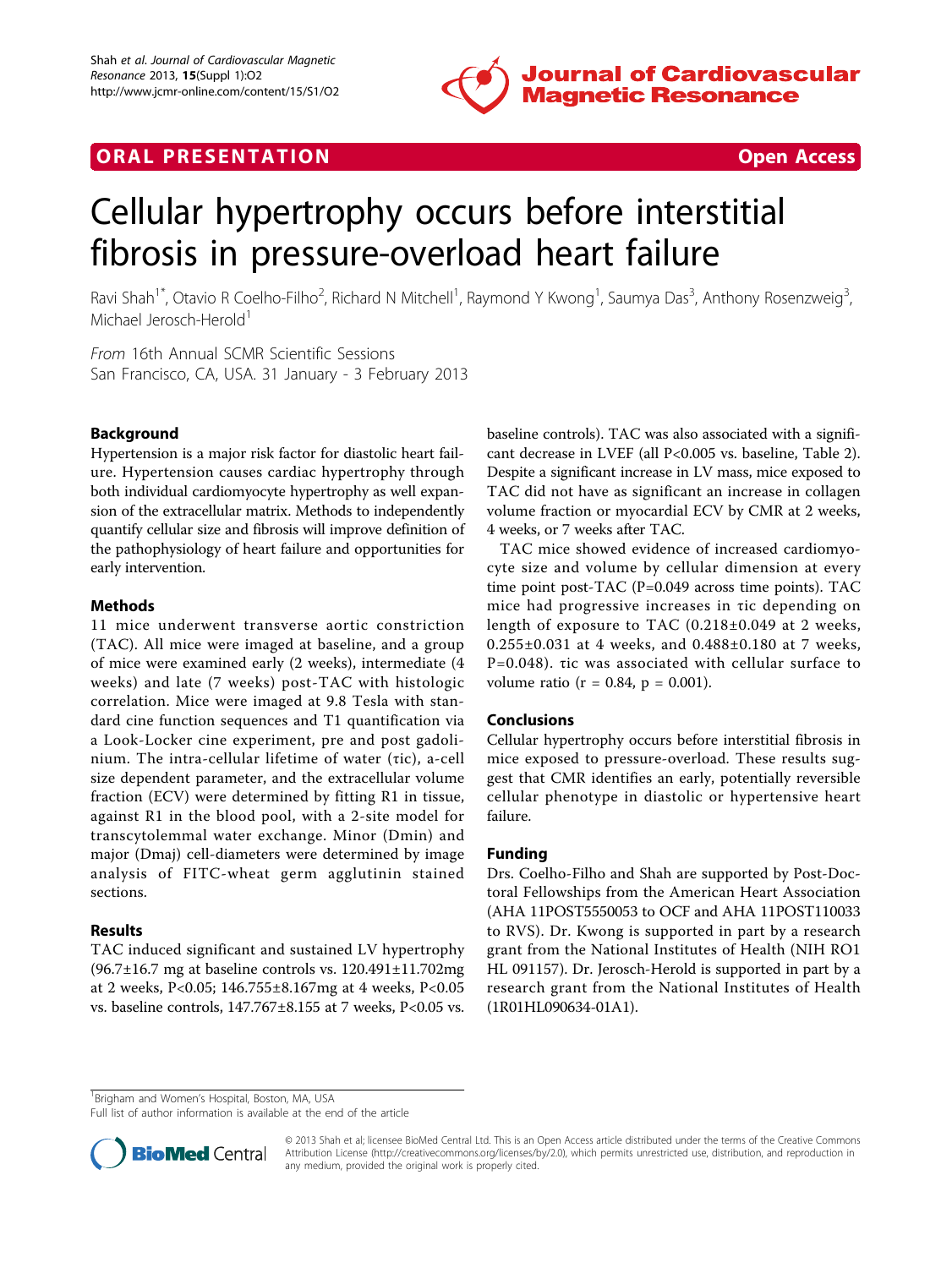ORAL PRESENTATION **Open Access**

# Cellular hypertrophy occurs before interstitial fibrosis in pressure-overload heart failure

Ravi Shah[1*], Otavio R Coelho-Filho[2], Richard N Mitchell[1], Raymond Y Kwong[1], Saumya Das[3], Anthony Rosenzweig[3], Michael Jerosch-Herold[1]

*From* 16th Annual SCMR Scientific Sessions
San Francisco, CA, USA. 31 January - 3 February 2013

## Background

Hypertension is a major risk factor for diastolic heart failure. Hypertension causes cardiac hypertrophy through both individual cardiomyocyte hypertrophy as well expansion of the extracellular matrix. Methods to independently quantify cellular size and fibrosis will improve definition of the pathophysiology of heart failure and opportunities for early intervention.

## Methods

11 mice underwent transverse aortic constriction (TAC). All mice were imaged at baseline, and a group of mice were examined early (2 weeks), intermediate (4 weeks) and late (7 weeks) post-TAC with histologic correlation. Mice were imaged at 9.8 Tesla with standard cine function sequences and T1 quantification via a Look-Locker cine experiment, pre and post gadolinium. The intra-cellular lifetime of water ($\tau ic$), a-cell size dependent parameter, and the extracellular volume fraction (ECV) were determined by fitting R1 in tissue, against R1 in the blood pool, with a 2-site model for transcytolemmal water exchange. Minor (Dmin) and major (Dmaj) cell-diameters were determined by image analysis of FITC-wheat germ agglutinin stained sections.

## Results

TAC induced significant and sustained LV hypertrophy (96.7±16.7 mg at baseline controls vs. 120.491±11.702mg at 2 weeks, P<0.05; 146.755±8.167mg at 4 weeks, P<0.05 vs. baseline controls, 147.767±8.155 at 7 weeks, P<0.05 vs. baseline controls). TAC was also associated with a significant decrease in LVEF (all P<0.005 vs. baseline, Table 2). Despite a significant increase in LV mass, mice exposed to TAC did not have as significant an increase in collagen volume fraction or myocardial ECV by CMR at 2 weeks, 4 weeks, or 7 weeks after TAC.

TAC mice showed evidence of increased cardiomyocyte size and volume by cellular dimension at every time point post-TAC (P=0.049 across time points). TAC mice had progressive increases in $\tau ic$ depending on length of exposure to TAC (0.218±0.049 at 2 weeks, 0.255±0.031 at 4 weeks, and 0.488±0.180 at 7 weeks, P=0.048). $\tau ic$ was associated with cellular surface to volume ratio (r = 0.84, p = 0.001).

## Conclusions

Cellular hypertrophy occurs before interstitial fibrosis in mice exposed to pressure-overload. These results suggest that CMR identifies an early, potentially reversible cellular phenotype in diastolic or hypertensive heart failure.

## Funding

Drs. Coelho-Filho and Shah are supported by Post-Doctoral Fellowships from the American Heart Association (AHA 11POST5550053 to OCF and AHA 11POST110033 to RVS). Dr. Kwong is supported in part by a research grant from the National Institutes of Health (NIH RO1 HL 091157). Dr. Jerosch-Herold is supported in part by a research grant from the National Institutes of Health (1R01HL090634-01A1).

[1]Brigham and Women's Hospital, Boston, MA, USA
Full list of author information is available at the end of the article

© 2013 Shah et al; licensee BioMed Central Ltd. This is an Open Access article distributed under the terms of the Creative Commons Attribution License (http://creativecommons.org/licenses/by/2.0), which permits unrestricted use, distribution, and reproduction in any medium, provided the original work is properly cited.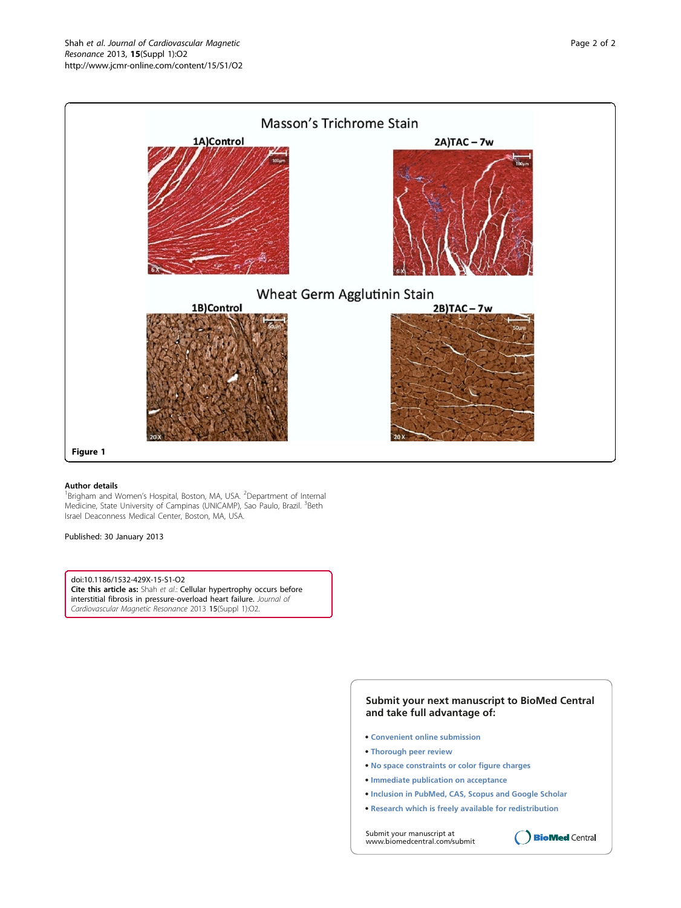Masson's Trichrome Stain

1A)Control

2A)TAC – 7w

Wheat Germ Agglutinin Stain

1B)Control

2B)TAC – 7w

**Figure 1**

**Author details**

[1]Brigham and Women's Hospital, Boston, MA, USA. [2]Department of Internal Medicine, State University of Campinas (UNICAMP), Sao Paulo, Brazil. [3]Beth Israel Deaconness Medical Center, Boston, MA, USA.

Published: 30 January 2013

doi:10.1186/1532-429X-15-S1-O2

**Cite this article as:** Shah *et al.*: Cellular hypertrophy occurs before interstitial fibrosis in pressure-overload heart failure. *Journal of Cardiovascular Magnetic Resonance* 2013 **15**(Suppl 1):O2.

**Submit your next manuscript to BioMed Central and take full advantage of:**

- Convenient online submission
- Thorough peer review
- No space constraints or color figure charges
- Immediate publication on acceptance
- Inclusion in PubMed, CAS, Scopus and Google Scholar
- Research which is freely available for redistribution

Submit your manuscript at www.biomedcentral.com/submit